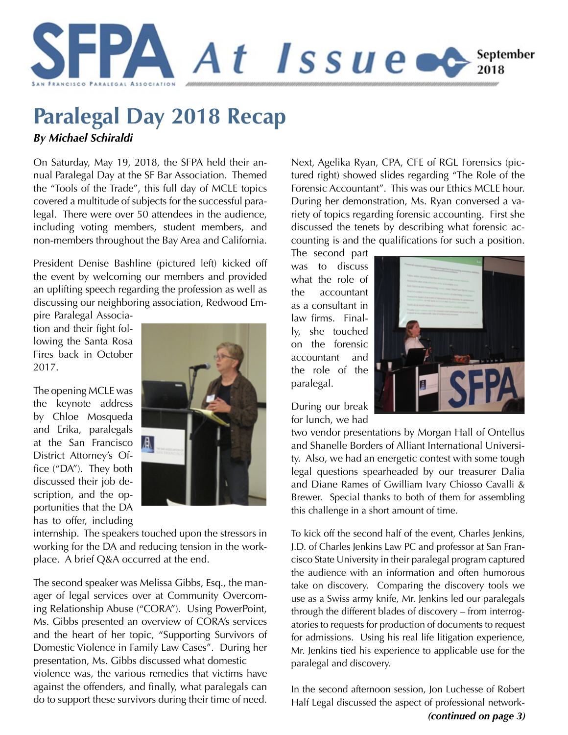# SFPA At Issue

San Francisco Paralegal Association

September 2018

## Paralegal Day 2018 Recap

***By Michael Schiraldi***

On Saturday, May 19, 2018, the SFPA held their annual Paralegal Day at the SF Bar Association. Themed the "Tools of the Trade", this full day of MCLE topics covered a multitude of subjects for the successful paralegal. There were over 50 attendees in the audience, including voting members, student members, and non-members throughout the Bay Area and California.

President Denise Bashline (pictured left) kicked off the event by welcoming our members and provided an uplifting speech regarding the profession as well as discussing our neighboring association, Redwood Empire Paralegal Association and their fight following the Santa Rosa Fires back in October 2017.

The opening MCLE was the keynote address by Chloe Mosqueda and Erika, paralegals at the San Francisco District Attorney's Office ("DA"). They both discussed their job description, and the opportunities that the DA has to offer, including internship. The speakers touched upon the stressors in working for the DA and reducing tension in the workplace. A brief Q&A occurred at the end.

The second speaker was Melissa Gibbs, Esq., the manager of legal services over at Community Overcoming Relationship Abuse ("CORA"). Using PowerPoint, Ms. Gibbs presented an overview of CORA's services and the heart of her topic, "Supporting Survivors of Domestic Violence in Family Law Cases". During her presentation, Ms. Gibbs discussed what domestic violence was, the various remedies that victims have against the offenders, and finally, what paralegals can do to support these survivors during their time of need.

Next, Agelika Ryan, CPA, CFE of RGL Forensics (pictured right) showed slides regarding "The Role of the Forensic Accountant". This was our Ethics MCLE hour. During her demonstration, Ms. Ryan conversed a variety of topics regarding forensic accounting. First she discussed the tenets by describing what forensic accounting is and the qualifications for such a position. The second part was to discuss what the role of the accountant as a consultant in law firms. Finally, she touched on the forensic accountant and the role of the paralegal.

During our break for lunch, we had two vendor presentations by Morgan Hall of Ontellus and Shanelle Borders of Alliant International University. Also, we had an energetic contest with some tough legal questions spearheaded by our treasurer Dalia and Diane Rames of Gwilliam Ivary Chiosso Cavalli & Brewer. Special thanks to both of them for assembling this challenge in a short amount of time.

To kick off the second half of the event, Charles Jenkins, J.D. of Charles Jenkins Law PC and professor at San Francisco State University in their paralegal program captured the audience with an information and often humorous take on discovery. Comparing the discovery tools we use as a Swiss army knife, Mr. Jenkins led our paralegals through the different blades of discovery – from interrogatories to requests for production of documents to request for admissions. Using his real life litigation experience, Mr. Jenkins tied his experience to applicable use for the paralegal and discovery.

In the second afternoon session, Jon Luchesse of Robert Half Legal discussed the aspect of professional network-

***(continued on page 3)***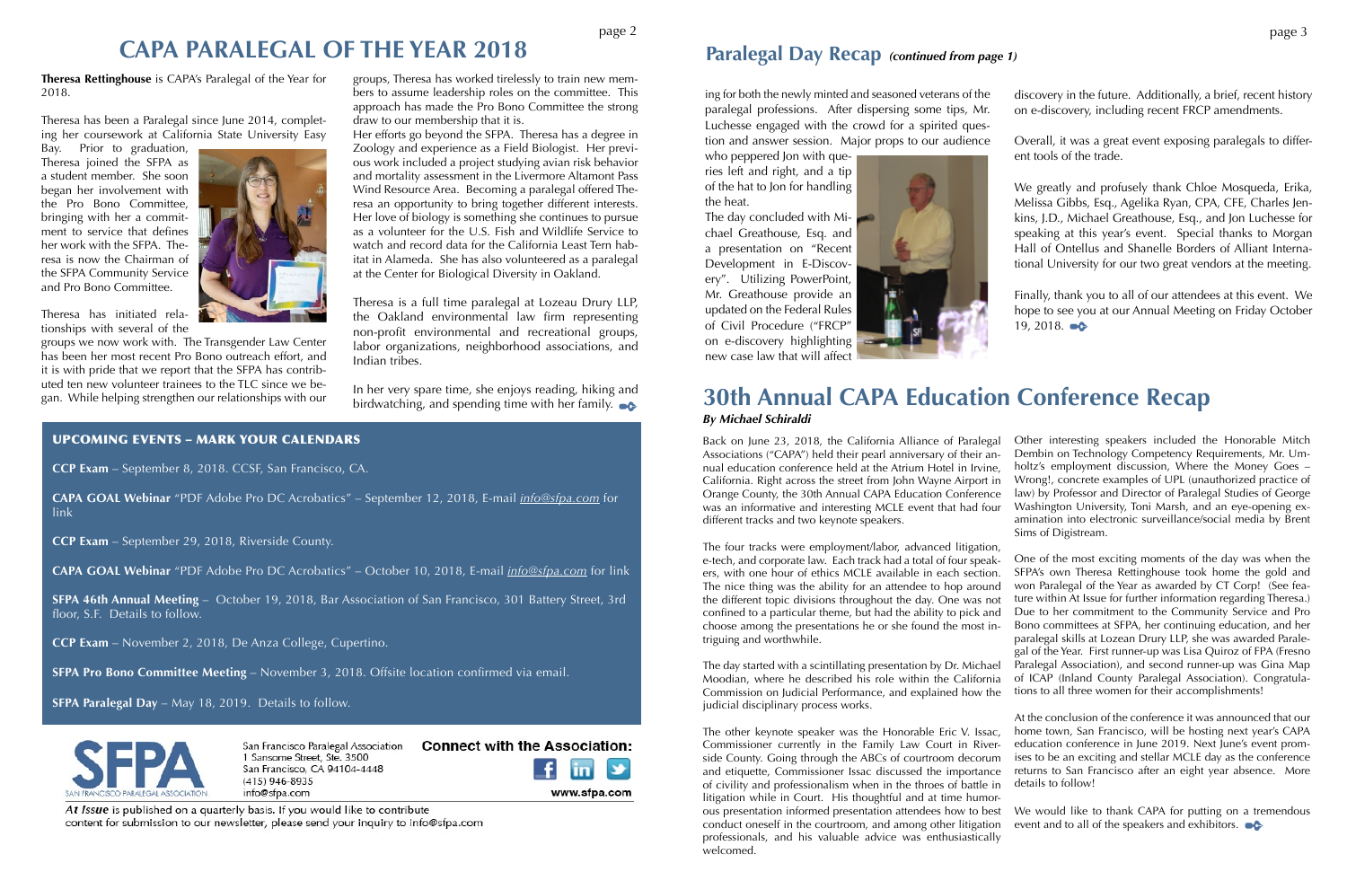# CAPA PARALEGAL OF THE YEAR 2018

**Theresa Rettinghouse** is CAPA's Paralegal of the Year for 2018.

Theresa has been a Paralegal since June 2014, completing her coursework at California State University Easy Bay. Prior to graduation, Theresa joined the SFPA as a student member. She soon began her involvement with the Pro Bono Committee, bringing with her a commitment to service that defines her work with the SFPA. Theresa is now the Chairman of the SFPA Community Service and Pro Bono Committee.

Theresa has initiated relationships with several of the groups we now work with. The Transgender Law Center has been her most recent Pro Bono outreach effort, and it is with pride that we report that the SFPA has contributed ten new volunteer trainees to the TLC since we began. While helping strengthen our relationships with our groups, Theresa has worked tirelessly to train new members to assume leadership roles on the committee. This approach has made the Pro Bono Committee the strong draw to our membership that it is.

Her efforts go beyond the SFPA. Theresa has a degree in Zoology and experience as a Field Biologist. Her previous work included a project studying avian risk behavior and mortality assessment in the Livermore Altamont Pass Wind Resource Area. Becoming a paralegal offered Theresa an opportunity to bring together different interests. Her love of biology is something she continues to pursue as a volunteer for the U.S. Fish and Wildlife Service to watch and record data for the California Least Tern habitat in Alameda. She has also volunteered as a paralegal at the Center for Biological Diversity in Oakland.

Theresa is a full time paralegal at Lozeau Drury LLP, the Oakland environmental law firm representing non-profit environmental and recreational groups, labor organizations, neighborhood associations, and Indian tribes.

In her very spare time, she enjoys reading, hiking and birdwatching, and spending time with her family.

## UPCOMING EVENTS – MARK YOUR CALENDARS

**CCP Exam** – September 8, 2018. CCSF, San Francisco, CA.

**CAPA GOAL Webinar** "PDF Adobe Pro DC Acrobatics" – September 12, 2018, E-mail *info@sfpa.com* for link

**CCP Exam** – September 29, 2018, Riverside County.

**CAPA GOAL Webinar** "PDF Adobe Pro DC Acrobatics" – October 10, 2018, E-mail *info@sfpa.com* for link

**SFPA 46th Annual Meeting** – October 19, 2018, Bar Association of San Francisco, 301 Battery Street, 3rd floor, S.F. Details to follow.

**CCP Exam** – November 2, 2018, De Anza College, Cupertino.

**SFPA Pro Bono Committee Meeting** – November 3, 2018. Offsite location confirmed via email.

**SFPA Paralegal Day** – May 18, 2019. Details to follow.

San Francisco Paralegal Association
1 Sansome Street, Ste. 3500
San Francisco, CA 94104-4448
(415) 946-8935
info@sfpa.com

Connect with the Association:

www.sfpa.com

*At Issue* is published on a quarterly basis. If you would like to contribute content for submission to our newsletter, please send your inquiry to info@sfpa.com

## Paralegal Day Recap *(continued from page 1)*

ing for both the newly minted and seasoned veterans of the paralegal professions. After dispersing some tips, Mr. Luchesse engaged with the crowd for a spirited question and answer session. Major props to our audience who peppered Jon with queries left and right, and a tip of the hat to Jon for handling the heat.

The day concluded with Michael Greathouse, Esq. and a presentation on "Recent Development in E-Discovery". Utilizing PowerPoint, Mr. Greathouse provide an updated on the Federal Rules of Civil Procedure ("FRCP" on e-discovery highlighting new case law that will affect discovery in the future. Additionally, a brief, recent history on e-discovery, including recent FRCP amendments.

Overall, it was a great event exposing paralegals to different tools of the trade.

We greatly and profusely thank Chloe Mosqueda, Erika, Melissa Gibbs, Esq., Agelika Ryan, CPA, CFE, Charles Jenkins, J.D., Michael Greathouse, Esq., and Jon Luchesse for speaking at this year's event. Special thanks to Morgan Hall of Ontellus and Shanelle Borders of Alliant International University for our two great vendors at the meeting.

Finally, thank you to all of our attendees at this event. We hope to see you at our Annual Meeting on Friday October 19, 2018.

## 30th Annual CAPA Education Conference Recap

*By Michael Schiraldi*

Back on June 23, 2018, the California Alliance of Paralegal Associations ("CAPA") held their pearl anniversary of their annual education conference held at the Atrium Hotel in Irvine, California. Right across the street from John Wayne Airport in Orange County, the 30th Annual CAPA Education Conference was an informative and interesting MCLE event that had four different tracks and two keynote speakers.

The four tracks were employment/labor, advanced litigation, e-tech, and corporate law. Each track had a total of four speakers, with one hour of ethics MCLE available in each section. The nice thing was the ability for an attendee to hop around the different topic divisions throughout the day. One was not confined to a particular theme, but had the ability to pick and choose among the presentations he or she found the most intriguing and worthwhile.

The day started with a scintillating presentation by Dr. Michael Moodian, where he described his role within the California Commission on Judicial Performance, and explained how the judicial disciplinary process works.

The other keynote speaker was the Honorable Eric V. Issac, Commissioner currently in the Family Law Court in Riverside County. Going through the ABCs of courtroom decorum and etiquette, Commissioner Issac discussed the importance of civility and professionalism when in the throes of battle in litigation while in Court. His thoughtful and at time humorous presentation informed presentation attendees how to best conduct oneself in the courtroom, and among other litigation professionals, and his valuable advice was enthusiastically welcomed.

Other interesting speakers included the Honorable Mitch Dembin on Technology Competency Requirements, Mr. Umholtz's employment discussion, Where the Money Goes – Wrong!, concrete examples of UPL (unauthorized practice of law) by Professor and Director of Paralegal Studies of George Washington University, Toni Marsh, and an eye-opening examination into electronic surveillance/social media by Brent Sims of Digistream.

One of the most exciting moments of the day was when the SFPA's own Theresa Rettinghouse took home the gold and won Paralegal of the Year as awarded by CT Corp! (See feature within At Issue for further information regarding Theresa.) Due to her commitment to the Community Service and Pro Bono committees at SFPA, her continuing education, and her paralegal skills at Lozean Drury LLP, she was awarded Paralegal of the Year. First runner-up was Lisa Quiroz of FPA (Fresno Paralegal Association), and second runner-up was Gina Map of ICAP (Inland County Paralegal Association). Congratulations to all three women for their accomplishments!

At the conclusion of the conference it was announced that our home town, San Francisco, will be hosting next year's CAPA education conference in June 2019. Next June's event promises to be an exciting and stellar MCLE day as the conference returns to San Francisco after an eight year absence. More details to follow!

We would like to thank CAPA for putting on a tremendous event and to all of the speakers and exhibitors.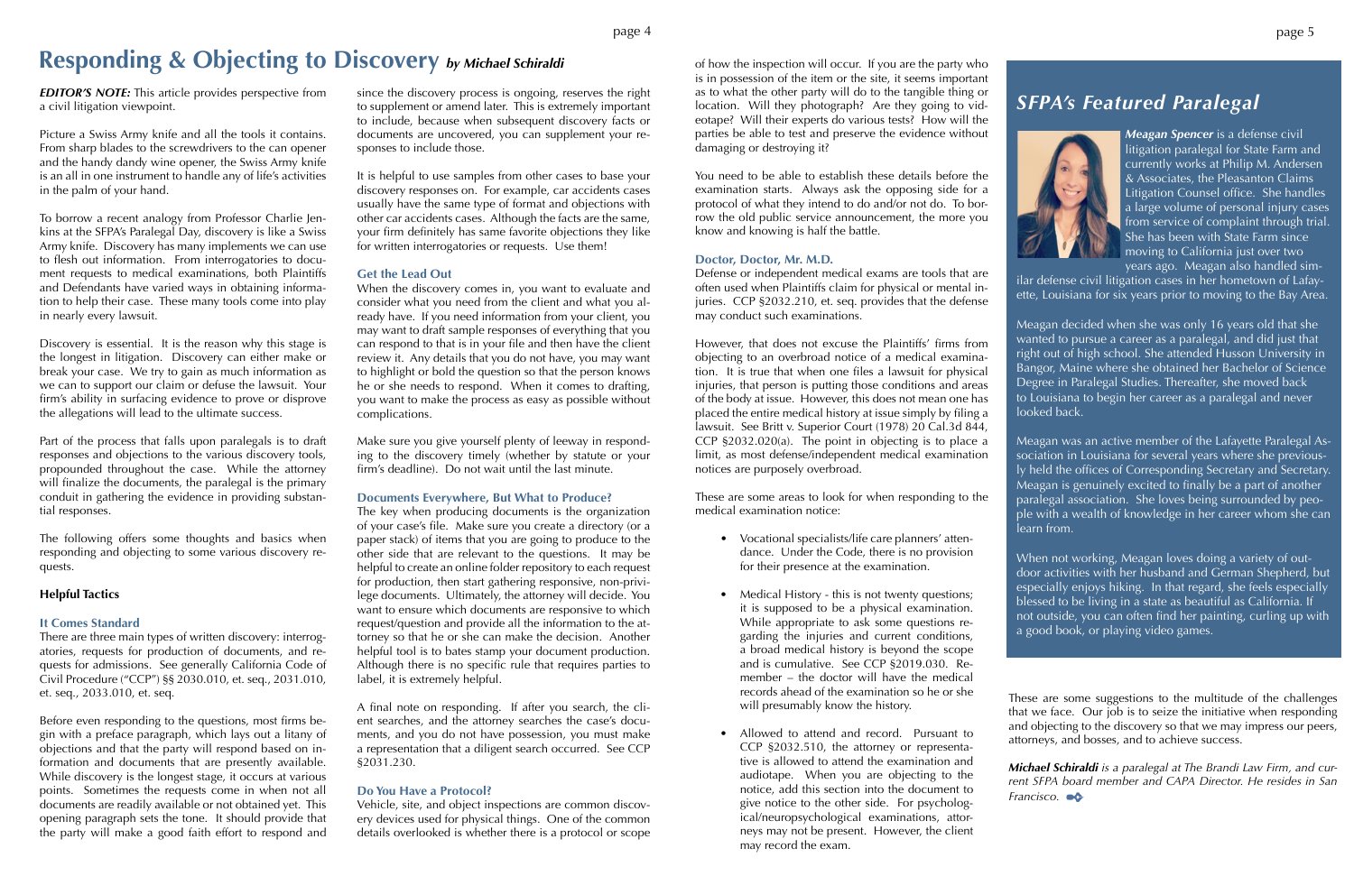# Responding & Objecting to Discovery *by Michael Schiraldi*

***EDITOR'S NOTE:*** This article provides perspective from a civil litigation viewpoint.

Picture a Swiss Army knife and all the tools it contains. From sharp blades to the screwdrivers to the can opener and the handy dandy wine opener, the Swiss Army knife is an all in one instrument to handle any of life's activities in the palm of your hand.

To borrow a recent analogy from Professor Charlie Jenkins at the SFPA's Paralegal Day, discovery is like a Swiss Army knife. Discovery has many implements we can use to flesh out information. From interrogatories to document requests to medical examinations, both Plaintiffs and Defendants have varied ways in obtaining information to help their case. These many tools come into play in nearly every lawsuit.

Discovery is essential. It is the reason why this stage is the longest in litigation. Discovery can either make or break your case. We try to gain as much information as we can to support our claim or defuse the lawsuit. Your firm's ability in surfacing evidence to prove or disprove the allegations will lead to the ultimate success.

Part of the process that falls upon paralegals is to draft responses and objections to the various discovery tools, propounded throughout the case. While the attorney will finalize the documents, the paralegal is the primary conduit in gathering the evidence in providing substantial responses.

The following offers some thoughts and basics when responding and objecting to some various discovery requests.

## Helpful Tactics

### It Comes Standard

There are three main types of written discovery: interrogatories, requests for production of documents, and requests for admissions. See generally California Code of Civil Procedure ("CCP") §§ 2030.010, et. seq., 2031.010, et. seq., 2033.010, et. seq.

Before even responding to the questions, most firms begin with a preface paragraph, which lays out a litany of objections and that the party will respond based on information and documents that are presently available. While discovery is the longest stage, it occurs at various points. Sometimes the requests come in when not all documents are readily available or not obtained yet. This opening paragraph sets the tone. It should provide that the party will make a good faith effort to respond and since the discovery process is ongoing, reserves the right to supplement or amend later. This is extremely important to include, because when subsequent discovery facts or documents are uncovered, you can supplement your responses to include those.

It is helpful to use samples from other cases to base your discovery responses on. For example, car accidents cases usually have the same type of format and objections with other car accidents cases. Although the facts are the same, your firm definitely has same favorite objections they like for written interrogatories or requests. Use them!

### Get the Lead Out

When the discovery comes in, you want to evaluate and consider what you need from the client and what you already have. If you need information from your client, you may want to draft sample responses of everything that you can respond to that is in your file and then have the client review it. Any details that you do not have, you may want to highlight or bold the question so that the person knows he or she needs to respond. When it comes to drafting, you want to make the process as easy as possible without complications.

Make sure you give yourself plenty of leeway in responding to the discovery timely (whether by statute or your firm's deadline). Do not wait until the last minute.

### Documents Everywhere, But What to Produce?

The key when producing documents is the organization of your case's file. Make sure you create a directory (or a paper stack) of items that you are going to produce to the other side that are relevant to the questions. It may be helpful to create an online folder repository to each request for production, then start gathering responsive, non-privilege documents. Ultimately, the attorney will decide. You want to ensure which documents are responsive to which request/question and provide all the information to the attorney so that he or she can make the decision. Another helpful tool is to bates stamp your document production. Although there is no specific rule that requires parties to label, it is extremely helpful.

A final note on responding. If after you search, the client searches, and the attorney searches the case's documents, and you do not have possession, you must make a representation that a diligent search occurred. See CCP §2031.230.

### Do You Have a Protocol?

Vehicle, site, and object inspections are common discovery devices used for physical things. One of the common details overlooked is whether there is a protocol or scope of how the inspection will occur. If you are the party who is in possession of the item or the site, it seems important as to what the other party will do to the tangible thing or location. Will they photograph? Are they going to videotape? Will their experts do various tests? How will the parties be able to test and preserve the evidence without damaging or destroying it?

You need to be able to establish these details before the examination starts. Always ask the opposing side for a protocol of what they intend to do and/or not do. To borrow the old public service announcement, the more you know and knowing is half the battle.

### Doctor, Doctor, Mr. M.D.

Defense or independent medical exams are tools that are often used when Plaintiffs claim for physical or mental injuries. CCP §2032.210, et. seq. provides that the defense may conduct such examinations.

However, that does not excuse the Plaintiffs' firms from objecting to an overbroad notice of a medical examination. It is true that when one files a lawsuit for physical injuries, that person is putting those conditions and areas of the body at issue. However, this does not mean one has placed the entire medical history at issue simply by filing a lawsuit. See Britt v. Superior Court (1978) 20 Cal.3d 844, CCP §2032.020(a). The point in objecting is to place a limit, as most defense/independent medical examination notices are purposely overbroad.

These are some areas to look for when responding to the medical examination notice:

- Vocational specialists/life care planners' attendance. Under the Code, there is no provision for their presence at the examination.
- Medical History - this is not twenty questions; it is supposed to be a physical examination. While appropriate to ask some questions regarding the injuries and current conditions, a broad medical history is beyond the scope and is cumulative. See CCP §2019.030. Remember – the doctor will have the medical records ahead of the examination so he or she will presumably know the history.
- Allowed to attend and record. Pursuant to CCP §2032.510, the attorney or representative is allowed to attend the examination and audiotape. When you are objecting to the notice, add this section into the document to give notice to the other side. For psychological/neuropsychological examinations, attorneys may not be present. However, the client may record the exam.

These are some suggestions to the multitude of the challenges that we face. Our job is to seize the initiative when responding and objecting to the discovery so that we may impress our peers, attorneys, and bosses, and to achieve success.

***Michael Schiraldi*** *is a paralegal at The Brandi Law Firm, and current SFPA board member and CAPA Director. He resides in San Francisco.*

# *SFPA's Featured Paralegal*

***Meagan Spencer*** is a defense civil litigation paralegal for State Farm and currently works at Philip M. Andersen & Associates, the Pleasanton Claims Litigation Counsel office. She handles a large volume of personal injury cases from service of complaint through trial. She has been with State Farm since moving to California just over two years ago. Meagan also handled similar defense civil litigation cases in her hometown of Lafayette, Louisiana for six years prior to moving to the Bay Area.

Meagan decided when she was only 16 years old that she wanted to pursue a career as a paralegal, and did just that right out of high school. She attended Husson University in Bangor, Maine where she obtained her Bachelor of Science Degree in Paralegal Studies. Thereafter, she moved back to Louisiana to begin her career as a paralegal and never looked back.

Meagan was an active member of the Lafayette Paralegal Association in Louisiana for several years where she previously held the offices of Corresponding Secretary and Secretary. Meagan is genuinely excited to finally be a part of another paralegal association. She loves being surrounded by people with a wealth of knowledge in her career whom she can learn from.

When not working, Meagan loves doing a variety of outdoor activities with her husband and German Shepherd, but especially enjoys hiking. In that regard, she feels especially blessed to be living in a state as beautiful as California. If not outside, you can often find her painting, curling up with a good book, or playing video games.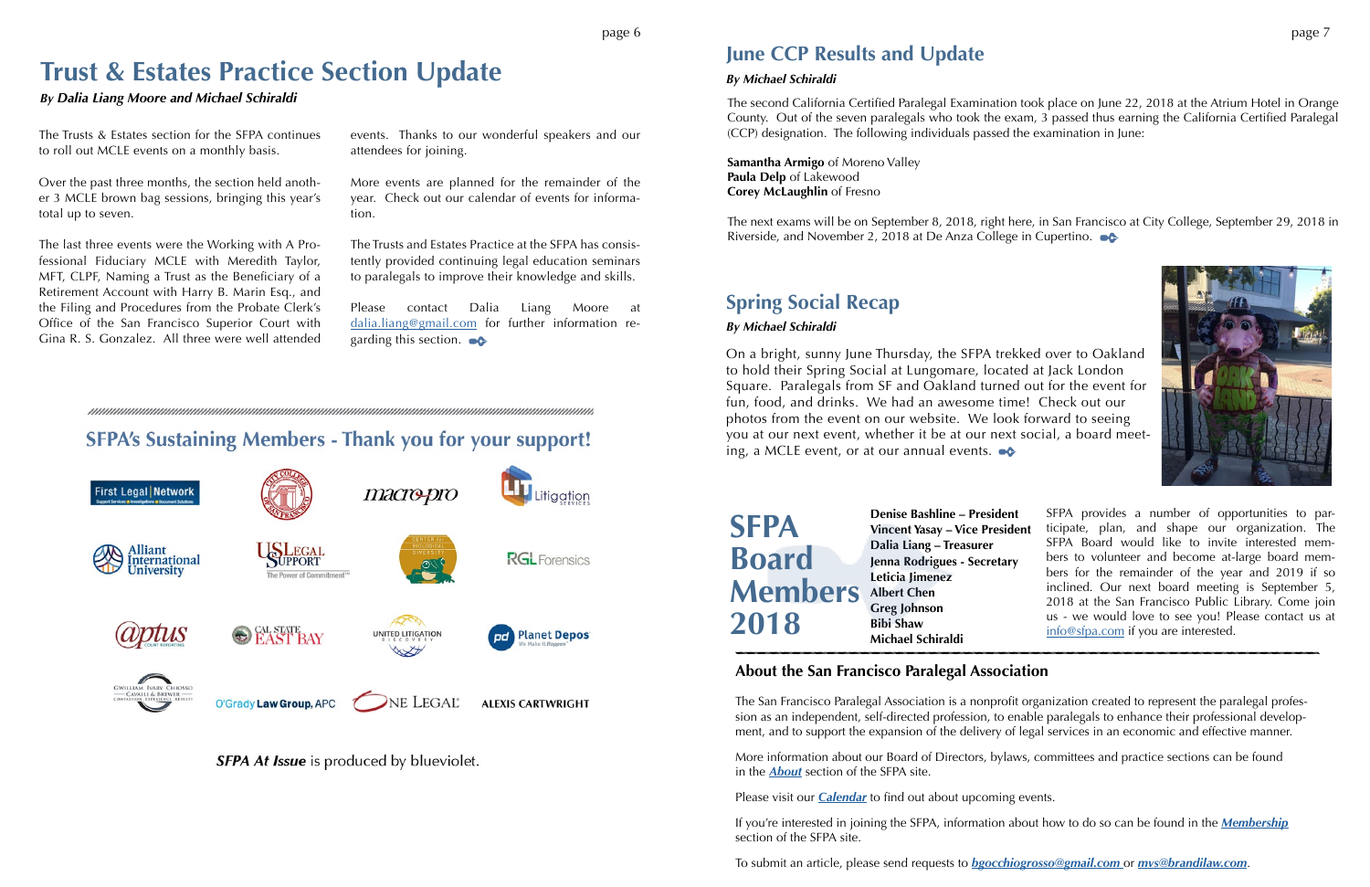# Trust & Estates Practice Section Update

***By Dalia Liang Moore and Michael Schiraldi***

The Trusts & Estates section for the SFPA continues to roll out MCLE events on a monthly basis.

Over the past three months, the section held another 3 MCLE brown bag sessions, bringing this year's total up to seven.

The last three events were the Working with A Professional Fiduciary MCLE with Meredith Taylor, MFT, CLFP, Naming a Trust as the Beneficiary of a Retirement Account with Harry B. Marin Esq., and the Filing and Procedures from the Probate Clerk's Office of the San Francisco Superior Court with Gina R. S. Gonzalez. All three were well attended events. Thanks to our wonderful speakers and our attendees for joining.

More events are planned for the remainder of the year. Check out our calendar of events for information.

The Trusts and Estates Practice at the SFPA has consistently provided continuing legal education seminars to paralegals to improve their knowledge and skills.

Please contact Dalia Liang Moore at dalia.liang@gmail.com for further information regarding this section.

## SFPA's Sustaining Members - Thank you for your support!

First Legal Network
City College of San Francisco
macro-pro
Litigation Services
Alliant International University
US Legal Support — The Power of Commitment
Center for Biological Diversity
RGL Forensics
aptus Court Reporting
Cal State East Bay
United Litigation Discovery
Planet Depos — We Make It Happen
Gwilliam Ivary Chiosso Cavalli & Brewer
O'Grady Law Group, APC
One Legal
Alexis Cartwright

***SFPA At Issue*** is produced by blueviolet.

## June CCP Results and Update

***By Michael Schiraldi***

The second California Certified Paralegal Examination took place on June 22, 2018 at the Atrium Hotel in Orange County. Out of the seven paralegals who took the exam, 3 passed thus earning the California Certified Paralegal (CCP) designation. The following individuals passed the examination in June:

**Samantha Armigo** of Moreno Valley
**Paula Delp** of Lakewood
**Corey McLaughlin** of Fresno

The next exams will be on September 8, 2018, right here, in San Francisco at City College, September 29, 2018 in Riverside, and November 2, 2018 at De Anza College in Cupertino.

## Spring Social Recap

***By Michael Schiraldi***

On a bright, sunny June Thursday, the SFPA trekked over to Oakland to hold their Spring Social at Lungomare, located at Jack London Square. Paralegals from SF and Oakland turned out for the event for fun, food, and drinks. We had an awesome time! Check out our photos from the event on our website. We look forward to seeing you at our next event, whether it be at our next social, a board meeting, a MCLE event, or at our annual events.

## SFPA Board Members 2018

**Denise Bashline – President**
**Vincent Yasay – Vice President**
**Dalia Liang – Treasurer**
**Jenna Rodrigues - Secretary**
**Leticia Jimenez**
**Albert Chen**
**Greg Johnson**
**Bibi Shaw**
**Michael Schiraldi**

SFPA provides a number of opportunities to participate, plan, and shape our organization. The SFPA Board would like to invite interested members to volunteer and become at-large board members for the remainder of the year and 2019 if so inclined. Our next board meeting is September 5, 2018 at the San Francisco Public Library. Come join us - we would love to see you! Please contact us at info@sfpa.com if you are interested.

### About the San Francisco Paralegal Association

The San Francisco Paralegal Association is a nonprofit organization created to represent the paralegal profession as an independent, self-directed profession, to enable paralegals to enhance their professional development, and to support the expansion of the delivery of legal services in an economic and effective manner.

More information about our Board of Directors, bylaws, committees and practice sections can be found in the ***About*** section of the SFPA site.

Please visit our ***Calendar*** to find out about upcoming events.

If you're interested in joining the SFPA, information about how to do so can be found in the ***Membership*** section of the SFPA site.

To submit an article, please send requests to ***bgocchiogrosso@gmail.com*** or ***mvs@brandilaw.com***.